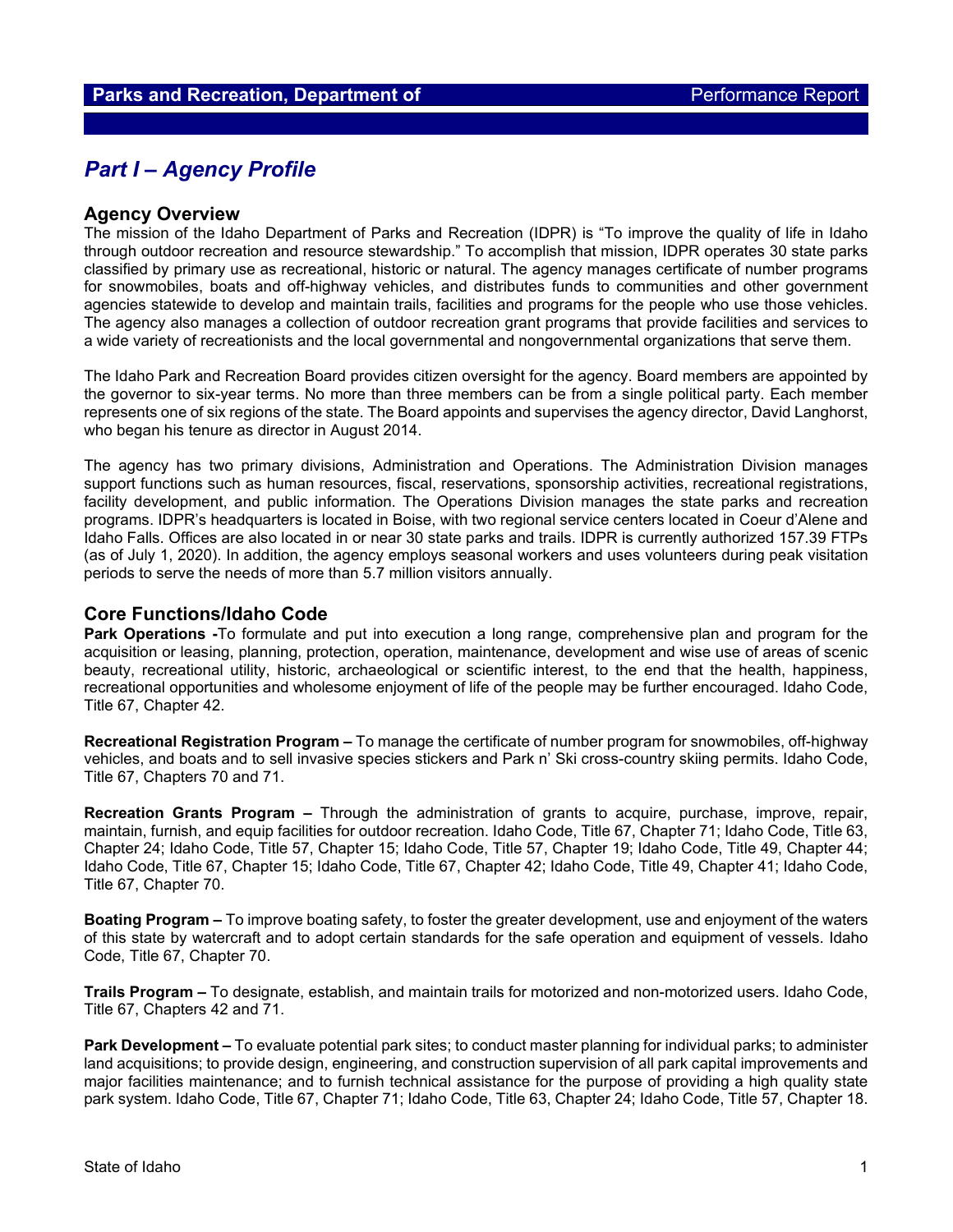# Part I – Agency Profile

## Agency Overview

The mission of the Idaho Department of Parks and Recreation (IDPR) is "To improve the quality of life in Idaho through outdoor recreation and resource stewardship." To accomplish that mission, IDPR operates 30 state parks classified by primary use as recreational, historic or natural. The agency manages certificate of number programs for snowmobiles, boats and off-highway vehicles, and distributes funds to communities and other government agencies statewide to develop and maintain trails, facilities and programs for the people who use those vehicles. The agency also manages a collection of outdoor recreation grant programs that provide facilities and services to a wide variety of recreationists and the local governmental and nongovernmental organizations that serve them.

The Idaho Park and Recreation Board provides citizen oversight for the agency. Board members are appointed by the governor to six-year terms. No more than three members can be from a single political party. Each member represents one of six regions of the state. The Board appoints and supervises the agency director, David Langhorst, who began his tenure as director in August 2014.

The agency has two primary divisions, Administration and Operations. The Administration Division manages support functions such as human resources, fiscal, reservations, sponsorship activities, recreational registrations, facility development, and public information. The Operations Division manages the state parks and recreation programs. IDPR's headquarters is located in Boise, with two regional service centers located in Coeur d'Alene and Idaho Falls. Offices are also located in or near 30 state parks and trails. IDPR is currently authorized 157.39 FTPs (as of July 1, 2020). In addition, the agency employs seasonal workers and uses volunteers during peak visitation periods to serve the needs of more than 5.7 million visitors annually.

## Core Functions/Idaho Code

**Park Operations -**To formulate and put into execution a long range, comprehensive plan and program for the acquisition or leasing, planning, protection, operation, maintenance, development and wise use of areas of scenic beauty, recreational utility, historic, archaeological or scientific interest, to the end that the health, happiness, recreational opportunities and wholesome enjoyment of life of the people may be further encouraged. Idaho Code, Title 67, Chapter 42.

**Recreational Registration Program –** To manage the certificate of number program for snowmobiles, off-highway vehicles, and boats and to sell invasive species stickers and Park n' Ski cross-country skiing permits. Idaho Code, Title 67, Chapters 70 and 71.

**Recreation Grants Program –** Through the administration of grants to acquire, purchase, improve, repair, maintain, furnish, and equip facilities for outdoor recreation. Idaho Code, Title 67, Chapter 71; Idaho Code, Title 63, Chapter 24; Idaho Code, Title 57, Chapter 15; Idaho Code, Title 57, Chapter 19; Idaho Code, Title 49, Chapter 44; Idaho Code, Title 67, Chapter 15; Idaho Code, Title 67, Chapter 42; Idaho Code, Title 49, Chapter 41; Idaho Code, Title 67, Chapter 70.

**Boating Program –** To improve boating safety, to foster the greater development, use and enjoyment of the waters of this state by watercraft and to adopt certain standards for the safe operation and equipment of vessels. Idaho Code, Title 67, Chapter 70.

**Trails Program –** To designate, establish, and maintain trails for motorized and non-motorized users. Idaho Code, Title 67, Chapters 42 and 71.

**Park Development –** To evaluate potential park sites; to conduct master planning for individual parks; to administer land acquisitions; to provide design, engineering, and construction supervision of all park capital improvements and major facilities maintenance; and to furnish technical assistance for the purpose of providing a high quality state park system. Idaho Code, Title 67, Chapter 71; Idaho Code, Title 63, Chapter 24; Idaho Code, Title 57, Chapter 18.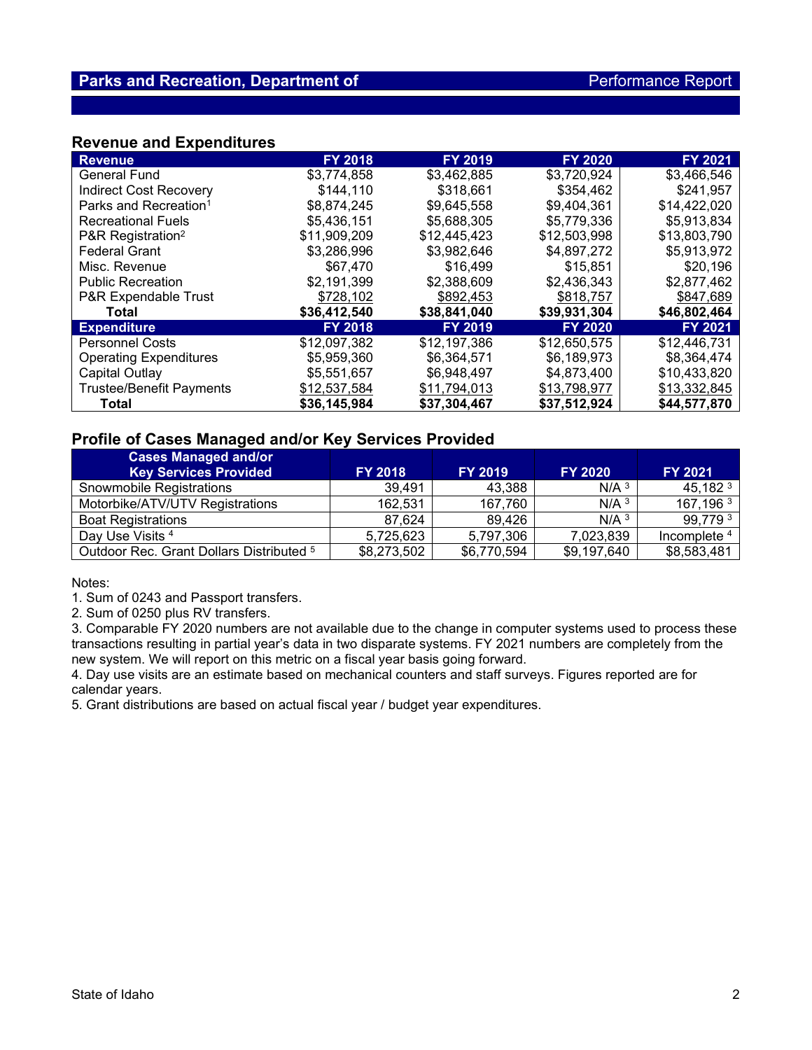## Parks and Recreation, Department of — Performance Report

### Revenue and Expenditures

| Revenue | FY 2018 | FY 2019 | FY 2020 | FY 2021 |
|---|---|---|---|---|
| General Fund | $3,774,858 | $3,462,885 | $3,720,924 | $3,466,546 |
| Indirect Cost Recovery | $144,110 | $318,661 | $354,462 | $241,957 |
| Parks and Recreation[1] | $8,874,245 | $9,645,558 | $9,404,361 | $14,422,020 |
| Recreational Fuels | $5,436,151 | $5,688,305 | $5,779,336 | $5,913,834 |
| P&R Registration[2] | $11,909,209 | $12,445,423 | $12,503,998 | $13,803,790 |
| Federal Grant | $3,286,996 | $3,982,646 | $4,897,272 | $5,913,972 |
| Misc. Revenue | $67,470 | $16,499 | $15,851 | $20,196 |
| Public Recreation | $2,191,399 | $2,388,609 | $2,436,343 | $2,877,462 |
| P&R Expendable Trust | $728,102 | $892,453 | $818,757 | $847,689 |
| **Total** | **$36,412,540** | **$38,841,040** | **$39,931,304** | **$46,802,464** |
| **Expenditure** | **FY 2018** | **FY 2019** | **FY 2020** | **FY 2021** |
| Personnel Costs | $12,097,382 | $12,197,386 | $12,650,575 | $12,446,731 |
| Operating Expenditures | $5,959,360 | $6,364,571 | $6,189,973 | $8,364,474 |
| Capital Outlay | $5,551,657 | $6,948,497 | $4,873,400 | $10,433,820 |
| Trustee/Benefit Payments | $12,537,584 | $11,794,013 | $13,798,977 | $13,332,845 |
| **Total** | **$36,145,984** | **$37,304,467** | **$37,512,924** | **$44,577,870** |

### Profile of Cases Managed and/or Key Services Provided

| Cases Managed and/or Key Services Provided | FY 2018 | FY 2019 | FY 2020 | FY 2021 |
|---|---|---|---|---|
| Snowmobile Registrations | 39,491 | 43,388 | N/A [3] | 45,182 [3] |
| Motorbike/ATV/UTV Registrations | 162,531 | 167,760 | N/A [3] | 167,196 [3] |
| Boat Registrations | 87,624 | 89,426 | N/A [3] | 99,779 [3] |
| Day Use Visits [4] | 5,725,623 | 5,797,306 | 7,023,839 | Incomplete [4] |
| Outdoor Rec. Grant Dollars Distributed [5] | $8,273,502 | $6,770,594 | $9,197,640 | $8,583,481 |

Notes:

1. Sum of 0243 and Passport transfers.
2. Sum of 0250 plus RV transfers.
3. Comparable FY 2020 numbers are not available due to the change in computer systems used to process these transactions resulting in partial year's data in two disparate systems. FY 2021 numbers are completely from the new system. We will report on this metric on a fiscal year basis going forward.
4. Day use visits are an estimate based on mechanical counters and staff surveys. Figures reported are for calendar years.
5. Grant distributions are based on actual fiscal year / budget year expenditures.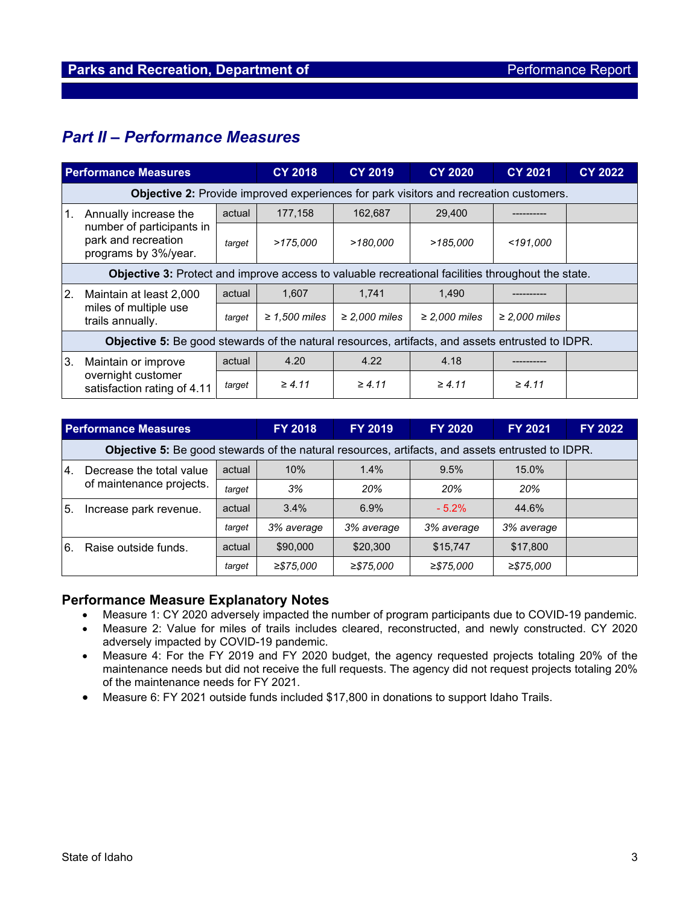## Part II – Performance Measures

| Performance Measures | | CY 2018 | CY 2019 | CY 2020 | CY 2021 | CY 2022 |
|---|---|---|---|---|---|---|
| **Objective 2:** Provide improved experiences for park visitors and recreation customers. | | | | | | |
| 1. Annually increase the number of participants in park and recreation programs by 3%/year. | actual | 177,158 | 162,687 | 29,400 | ---------- | |
| | *target* | *>175,000* | *>180,000* | *>185,000* | *<191,000* | |
| **Objective 3:** Protect and improve access to valuable recreational facilities throughout the state. | | | | | | |
| 2. Maintain at least 2,000 miles of multiple use trails annually. | actual | 1,607 | 1,741 | 1,490 | ---------- | |
| | *target* | *≥ 1,500 miles* | *≥ 2,000 miles* | *≥ 2,000 miles* | *≥ 2,000 miles* | |
| **Objective 5:** Be good stewards of the natural resources, artifacts, and assets entrusted to IDPR. | | | | | | |
| 3. Maintain or improve overnight customer satisfaction rating of 4.11 | actual | 4.20 | 4.22 | 4.18 | ---------- | |
| | *target* | *≥ 4.11* | *≥ 4.11* | *≥ 4.11* | *≥ 4.11* | |

| Performance Measures | | FY 2018 | FY 2019 | FY 2020 | FY 2021 | FY 2022 |
|---|---|---|---|---|---|---|
| **Objective 5:** Be good stewards of the natural resources, artifacts, and assets entrusted to IDPR. | | | | | | |
| 4. Decrease the total value of maintenance projects. | actual | 10% | 1.4% | 9.5% | 15.0% | |
| | *target* | *3%* | *20%* | *20%* | *20%* | |
| 5. Increase park revenue. | actual | 3.4% | 6.9% | - 5.2% | 44.6% | |
| | *target* | *3% average* | *3% average* | *3% average* | *3% average* | |
| 6. Raise outside funds. | actual | $90,000 | $20,300 | $15,747 | $17,800 | |
| | *target* | *≥$75,000* | *≥$75,000* | *≥$75,000* | *≥$75,000* | |

### Performance Measure Explanatory Notes

- Measure 1: CY 2020 adversely impacted the number of program participants due to COVID-19 pandemic.
- Measure 2: Value for miles of trails includes cleared, reconstructed, and newly constructed. CY 2020 adversely impacted by COVID-19 pandemic.
- Measure 4: For the FY 2019 and FY 2020 budget, the agency requested projects totaling 20% of the maintenance needs but did not receive the full requests. The agency did not request projects totaling 20% of the maintenance needs for FY 2021.
- Measure 6: FY 2021 outside funds included $17,800 in donations to support Idaho Trails.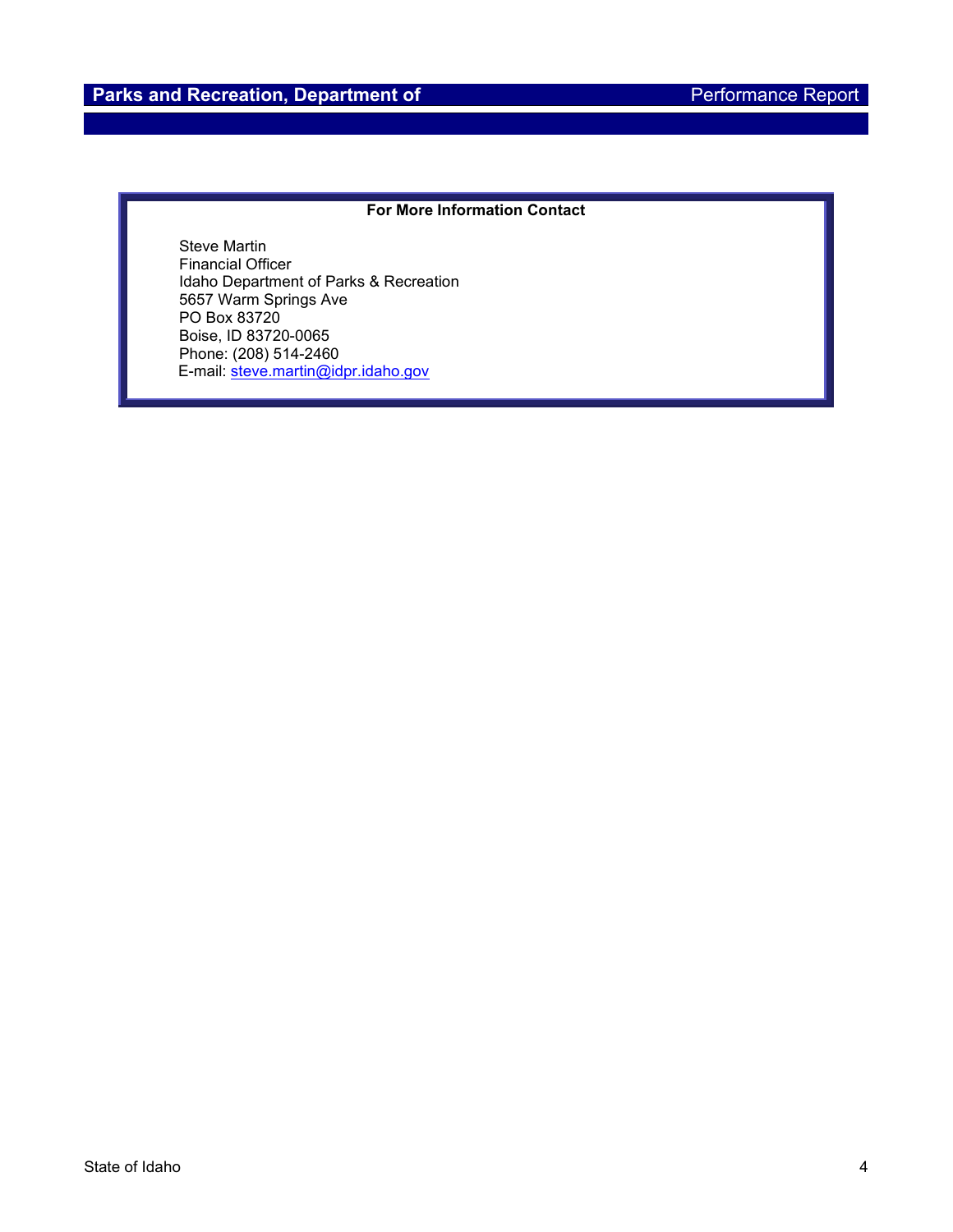**For More Information Contact**

Steve Martin
Financial Officer
Idaho Department of Parks & Recreation
5657 Warm Springs Ave
PO Box 83720
Boise, ID 83720-0065
Phone: (208) 514-2460
E-mail: steve.martin@idpr.idaho.gov